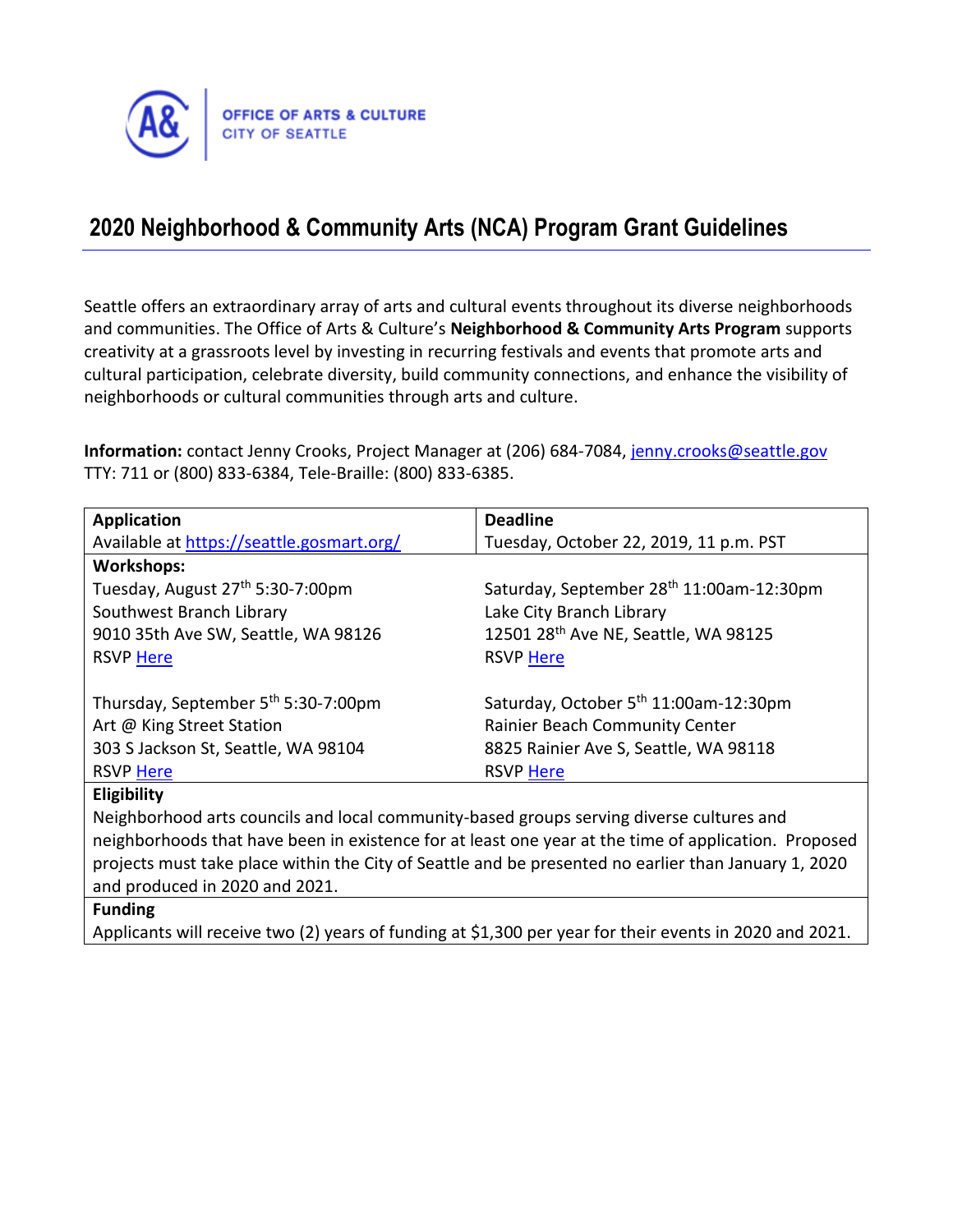OFFICE OF ARTS & CULTURE
CITY OF SEATTLE

# 2020 Neighborhood & Community Arts (NCA) Program Grant Guidelines

Seattle offers an extraordinary array of arts and cultural events throughout its diverse neighborhoods and communities. The Office of Arts & Culture's **Neighborhood & Community Arts Program** supports creativity at a grassroots level by investing in recurring festivals and events that promote arts and cultural participation, celebrate diversity, build community connections, and enhance the visibility of neighborhoods or cultural communities through arts and culture.

**Information:** contact Jenny Crooks, Project Manager at (206) 684-7084, jenny.crooks@seattle.gov
TTY: 711 or (800) 833-6384, Tele-Braille: (800) 833-6385.

| **Application** | **Deadline** |
|---|---|
| Available at https://seattle.gosmart.org/ | Tuesday, October 22, 2019, 11 p.m. PST |
| **Workshops:** | |
| Tuesday, August 27th 5:30-7:00pm<br>Southwest Branch Library<br>9010 35th Ave SW, Seattle, WA 98126<br>RSVP Here | Saturday, September 28th 11:00am-12:30pm<br>Lake City Branch Library<br>12501 28th Ave NE, Seattle, WA 98125<br>RSVP Here |
| Thursday, September 5th 5:30-7:00pm<br>Art @ King Street Station<br>303 S Jackson St, Seattle, WA 98104<br>RSVP Here | Saturday, October 5th 11:00am-12:30pm<br>Rainier Beach Community Center<br>8825 Rainier Ave S, Seattle, WA 98118<br>RSVP Here |
| **Eligibility** | |
| Neighborhood arts councils and local community-based groups serving diverse cultures and neighborhoods that have been in existence for at least one year at the time of application. Proposed projects must take place within the City of Seattle and be presented no earlier than January 1, 2020 and produced in 2020 and 2021. | |
| **Funding** | |
| Applicants will receive two (2) years of funding at $1,300 per year for their events in 2020 and 2021. | |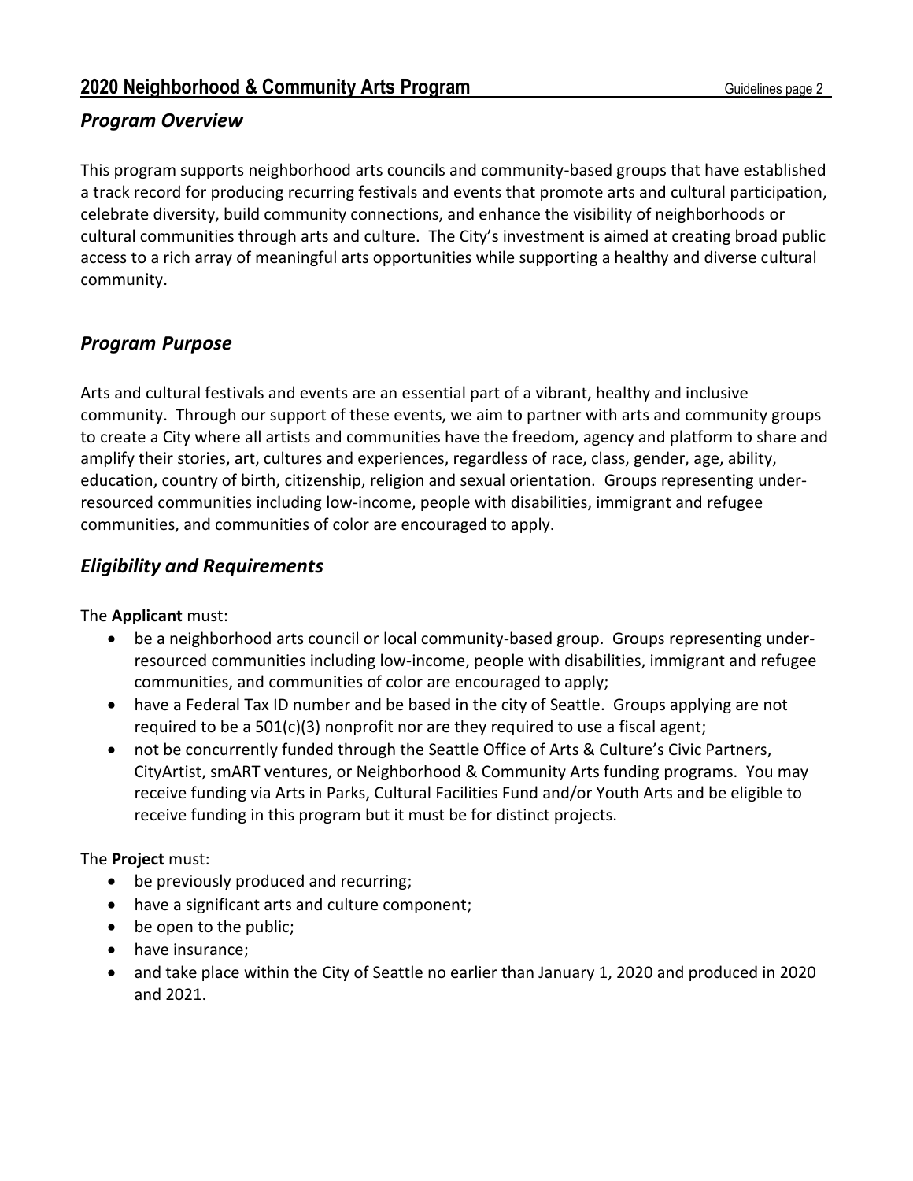## Program Overview

This program supports neighborhood arts councils and community-based groups that have established a track record for producing recurring festivals and events that promote arts and cultural participation, celebrate diversity, build community connections, and enhance the visibility of neighborhoods or cultural communities through arts and culture. The City's investment is aimed at creating broad public access to a rich array of meaningful arts opportunities while supporting a healthy and diverse cultural community.

## Program Purpose

Arts and cultural festivals and events are an essential part of a vibrant, healthy and inclusive community. Through our support of these events, we aim to partner with arts and community groups to create a City where all artists and communities have the freedom, agency and platform to share and amplify their stories, art, cultures and experiences, regardless of race, class, gender, age, ability, education, country of birth, citizenship, religion and sexual orientation. Groups representing under-resourced communities including low-income, people with disabilities, immigrant and refugee communities, and communities of color are encouraged to apply.

## Eligibility and Requirements

The **Applicant** must:

- be a neighborhood arts council or local community-based group. Groups representing under-resourced communities including low-income, people with disabilities, immigrant and refugee communities, and communities of color are encouraged to apply;
- have a Federal Tax ID number and be based in the city of Seattle. Groups applying are not required to be a 501(c)(3) nonprofit nor are they required to use a fiscal agent;
- not be concurrently funded through the Seattle Office of Arts & Culture's Civic Partners, CityArtist, smART ventures, or Neighborhood & Community Arts funding programs. You may receive funding via Arts in Parks, Cultural Facilities Fund and/or Youth Arts and be eligible to receive funding in this program but it must be for distinct projects.

The **Project** must:

- be previously produced and recurring;
- have a significant arts and culture component;
- be open to the public;
- have insurance;
- and take place within the City of Seattle no earlier than January 1, 2020 and produced in 2020 and 2021.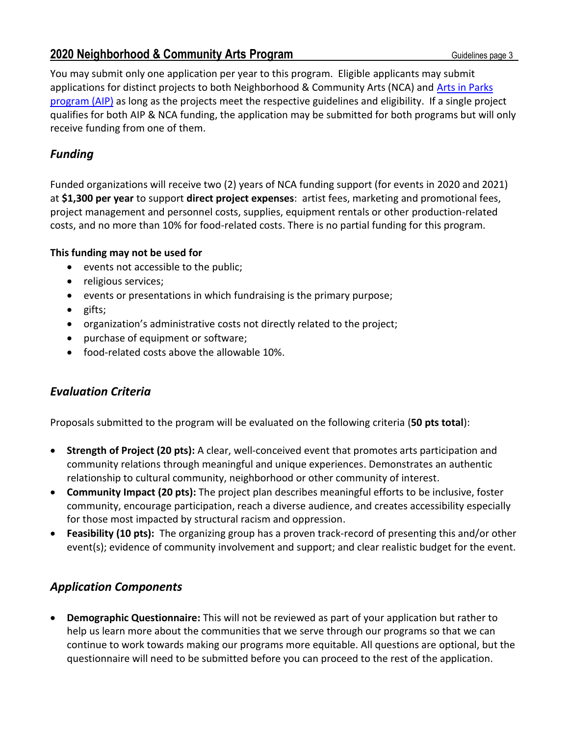You may submit only one application per year to this program. Eligible applicants may submit applications for distinct projects to both Neighborhood & Community Arts (NCA) and [Arts in Parks program (AIP)]() as long as the projects meet the respective guidelines and eligibility. If a single project qualifies for both AIP & NCA funding, the application may be submitted for both programs but will only receive funding from one of them.

## *Funding*

Funded organizations will receive two (2) years of NCA funding support (for events in 2020 and 2021) at **$1,300 per year** to support **direct project expenses**: artist fees, marketing and promotional fees, project management and personnel costs, supplies, equipment rentals or other production-related costs, and no more than 10% for food-related costs. There is no partial funding for this program.

**This funding may not be used for**

- events not accessible to the public;
- religious services;
- events or presentations in which fundraising is the primary purpose;
- gifts;
- organization's administrative costs not directly related to the project;
- purchase of equipment or software;
- food-related costs above the allowable 10%.

## *Evaluation Criteria*

Proposals submitted to the program will be evaluated on the following criteria (**50 pts total**):

- **Strength of Project (20 pts):** A clear, well-conceived event that promotes arts participation and community relations through meaningful and unique experiences. Demonstrates an authentic relationship to cultural community, neighborhood or other community of interest.
- **Community Impact (20 pts):** The project plan describes meaningful efforts to be inclusive, foster community, encourage participation, reach a diverse audience, and creates accessibility especially for those most impacted by structural racism and oppression.
- **Feasibility (10 pts):** The organizing group has a proven track-record of presenting this and/or other event(s); evidence of community involvement and support; and clear realistic budget for the event.

## *Application Components*

- **Demographic Questionnaire:** This will not be reviewed as part of your application but rather to help us learn more about the communities that we serve through our programs so that we can continue to work towards making our programs more equitable. All questions are optional, but the questionnaire will need to be submitted before you can proceed to the rest of the application.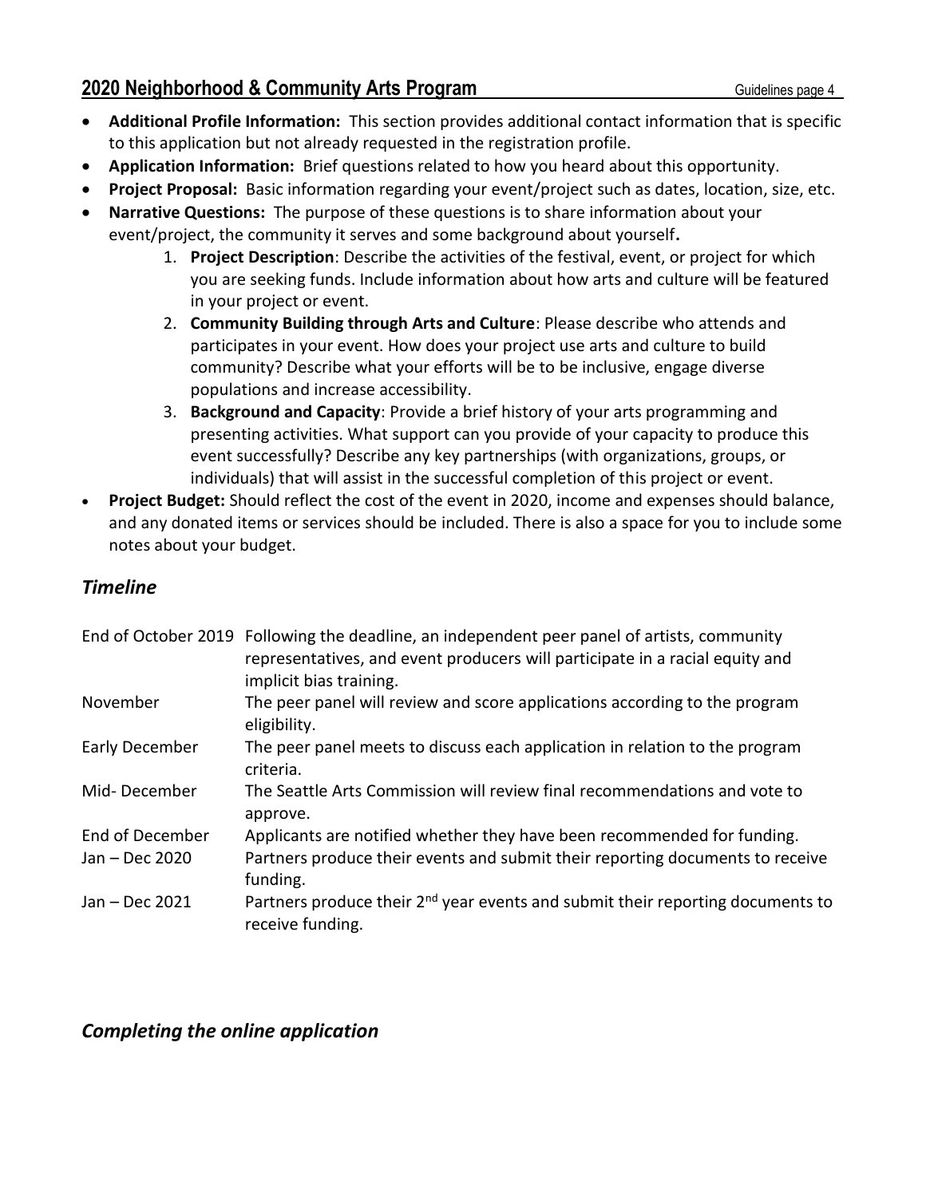- **Additional Profile Information:** This section provides additional contact information that is specific to this application but not already requested in the registration profile.
- **Application Information:** Brief questions related to how you heard about this opportunity.
- **Project Proposal:** Basic information regarding your event/project such as dates, location, size, etc.
- **Narrative Questions:** The purpose of these questions is to share information about your event/project, the community it serves and some background about yourself**.**
    1. **Project Description**: Describe the activities of the festival, event, or project for which you are seeking funds. Include information about how arts and culture will be featured in your project or event.
    2. **Community Building through Arts and Culture**: Please describe who attends and participates in your event. How does your project use arts and culture to build community? Describe what your efforts will be to be inclusive, engage diverse populations and increase accessibility.
    3. **Background and Capacity**: Provide a brief history of your arts programming and presenting activities. What support can you provide of your capacity to produce this event successfully? Describe any key partnerships (with organizations, groups, or individuals) that will assist in the successful completion of this project or event.
- **Project Budget:** Should reflect the cost of the event in 2020, income and expenses should balance, and any donated items or services should be included. There is also a space for you to include some notes about your budget.

## *Timeline*

| | |
|---|---|
| End of October 2019 | Following the deadline, an independent peer panel of artists, community representatives, and event producers will participate in a racial equity and implicit bias training. |
| November | The peer panel will review and score applications according to the program eligibility. |
| Early December | The peer panel meets to discuss each application in relation to the program criteria. |
| Mid- December | The Seattle Arts Commission will review final recommendations and vote to approve. |
| End of December | Applicants are notified whether they have been recommended for funding. |
| Jan – Dec 2020 | Partners produce their events and submit their reporting documents to receive funding. |
| Jan – Dec 2021 | Partners produce their 2nd year events and submit their reporting documents to receive funding. |

## *Completing the online application*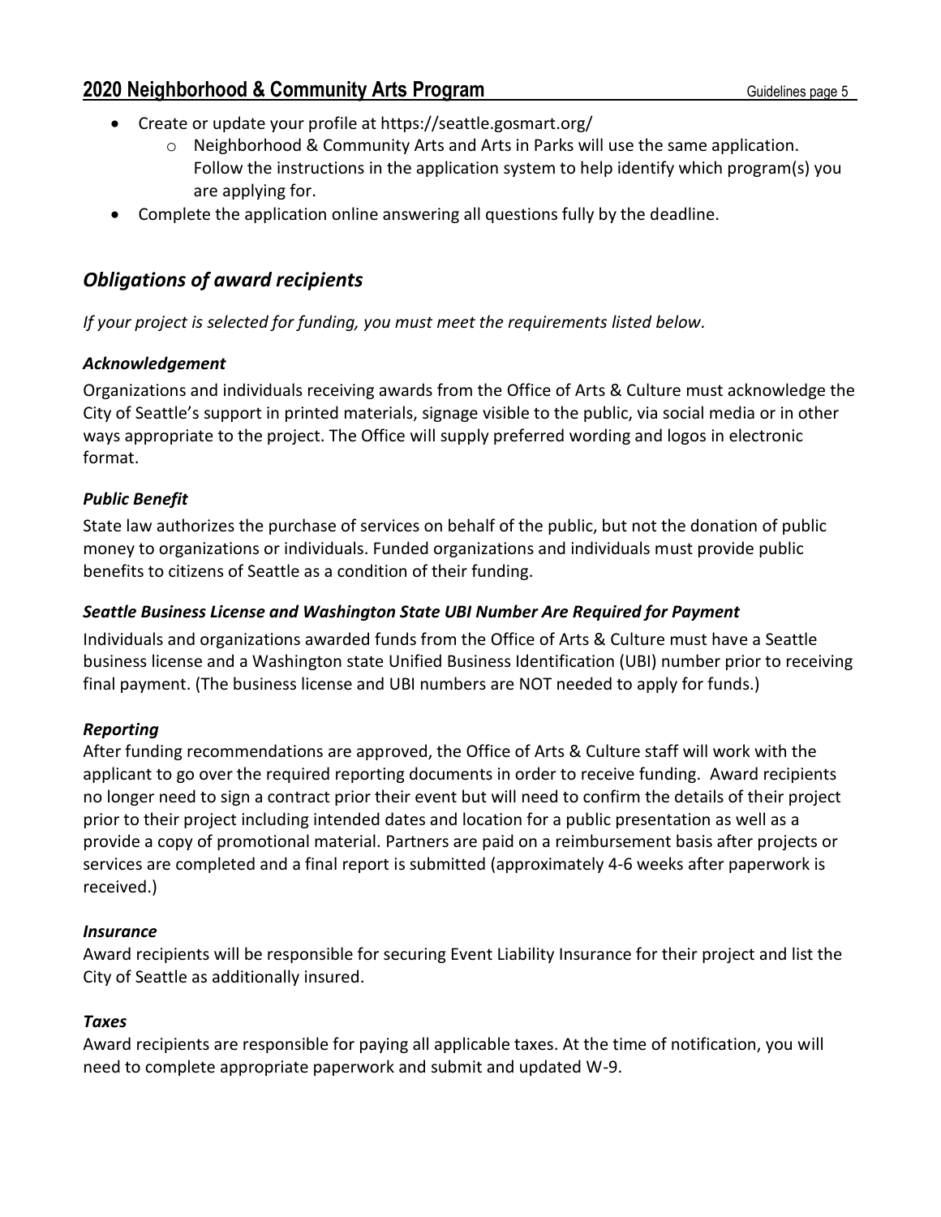- Create or update your profile at https://seattle.gosmart.org/
    - Neighborhood & Community Arts and Arts in Parks will use the same application. Follow the instructions in the application system to help identify which program(s) you are applying for.
- Complete the application online answering all questions fully by the deadline.

## *Obligations of award recipients*

*If your project is selected for funding, you must meet the requirements listed below.*

### *Acknowledgement*

Organizations and individuals receiving awards from the Office of Arts & Culture must acknowledge the City of Seattle's support in printed materials, signage visible to the public, via social media or in other ways appropriate to the project. The Office will supply preferred wording and logos in electronic format.

### *Public Benefit*

State law authorizes the purchase of services on behalf of the public, but not the donation of public money to organizations or individuals. Funded organizations and individuals must provide public benefits to citizens of Seattle as a condition of their funding.

### *Seattle Business License and Washington State UBI Number Are Required for Payment*

Individuals and organizations awarded funds from the Office of Arts & Culture must have a Seattle business license and a Washington state Unified Business Identification (UBI) number prior to receiving final payment. (The business license and UBI numbers are NOT needed to apply for funds.)

### *Reporting*

After funding recommendations are approved, the Office of Arts & Culture staff will work with the applicant to go over the required reporting documents in order to receive funding. Award recipients no longer need to sign a contract prior their event but will need to confirm the details of their project prior to their project including intended dates and location for a public presentation as well as a provide a copy of promotional material. Partners are paid on a reimbursement basis after projects or services are completed and a final report is submitted (approximately 4-6 weeks after paperwork is received.)

### *Insurance*

Award recipients will be responsible for securing Event Liability Insurance for their project and list the City of Seattle as additionally insured.

### *Taxes*

Award recipients are responsible for paying all applicable taxes. At the time of notification, you will need to complete appropriate paperwork and submit and updated W-9.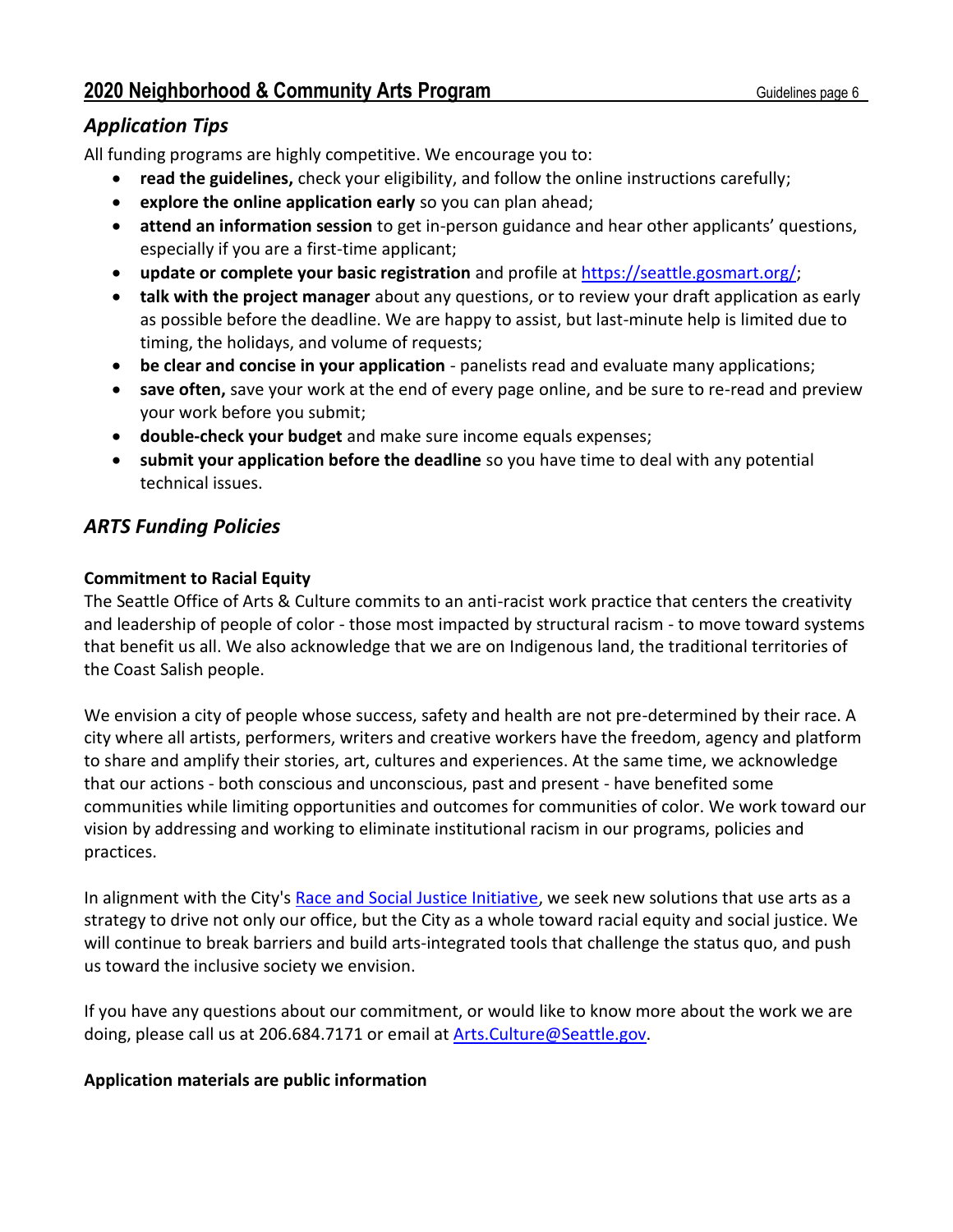## Application Tips

All funding programs are highly competitive. We encourage you to:

- **read the guidelines,** check your eligibility, and follow the online instructions carefully;
- **explore the online application early** so you can plan ahead;
- **attend an information session** to get in-person guidance and hear other applicants' questions, especially if you are a first-time applicant;
- **update or complete your basic registration** and profile at [https://seattle.gosmart.org/](https://seattle.gosmart.org/);
- **talk with the project manager** about any questions, or to review your draft application as early as possible before the deadline. We are happy to assist, but last-minute help is limited due to timing, the holidays, and volume of requests;
- **be clear and concise in your application** - panelists read and evaluate many applications;
- **save often,** save your work at the end of every page online, and be sure to re-read and preview your work before you submit;
- **double-check your budget** and make sure income equals expenses;
- **submit your application before the deadline** so you have time to deal with any potential technical issues.

## ARTS Funding Policies

**Commitment to Racial Equity**

The Seattle Office of Arts & Culture commits to an anti-racist work practice that centers the creativity and leadership of people of color - those most impacted by structural racism - to move toward systems that benefit us all. We also acknowledge that we are on Indigenous land, the traditional territories of the Coast Salish people.

We envision a city of people whose success, safety and health are not pre-determined by their race. A city where all artists, performers, writers and creative workers have the freedom, agency and platform to share and amplify their stories, art, cultures and experiences. At the same time, we acknowledge that our actions - both conscious and unconscious, past and present - have benefited some communities while limiting opportunities and outcomes for communities of color. We work toward our vision by addressing and working to eliminate institutional racism in our programs, policies and practices.

In alignment with the City's [Race and Social Justice Initiative](), we seek new solutions that use arts as a strategy to drive not only our office, but the City as a whole toward racial equity and social justice. We will continue to break barriers and build arts-integrated tools that challenge the status quo, and push us toward the inclusive society we envision.

If you have any questions about our commitment, or would like to know more about the work we are doing, please call us at 206.684.7171 or email at [Arts.Culture@Seattle.gov](mailto:Arts.Culture@Seattle.gov).

**Application materials are public information**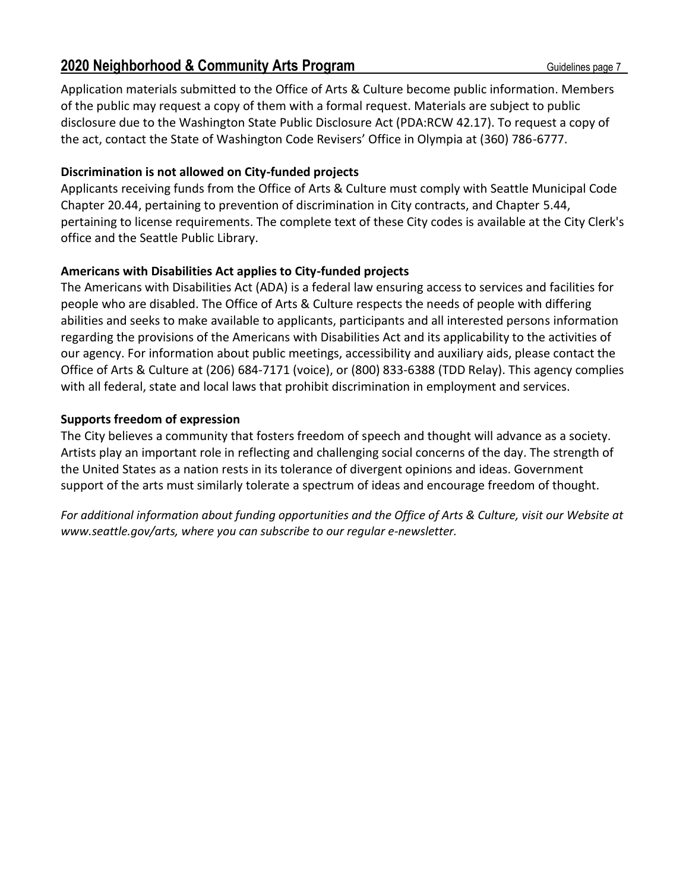Application materials submitted to the Office of Arts & Culture become public information. Members of the public may request a copy of them with a formal request. Materials are subject to public disclosure due to the Washington State Public Disclosure Act (PDA:RCW 42.17). To request a copy of the act, contact the State of Washington Code Revisers' Office in Olympia at (360) 786-6777.

**Discrimination is not allowed on City-funded projects**

Applicants receiving funds from the Office of Arts & Culture must comply with Seattle Municipal Code Chapter 20.44, pertaining to prevention of discrimination in City contracts, and Chapter 5.44, pertaining to license requirements. The complete text of these City codes is available at the City Clerk's office and the Seattle Public Library.

**Americans with Disabilities Act applies to City-funded projects**

The Americans with Disabilities Act (ADA) is a federal law ensuring access to services and facilities for people who are disabled. The Office of Arts & Culture respects the needs of people with differing abilities and seeks to make available to applicants, participants and all interested persons information regarding the provisions of the Americans with Disabilities Act and its applicability to the activities of our agency. For information about public meetings, accessibility and auxiliary aids, please contact the Office of Arts & Culture at (206) 684-7171 (voice), or (800) 833-6388 (TDD Relay). This agency complies with all federal, state and local laws that prohibit discrimination in employment and services.

**Supports freedom of expression**

The City believes a community that fosters freedom of speech and thought will advance as a society. Artists play an important role in reflecting and challenging social concerns of the day. The strength of the United States as a nation rests in its tolerance of divergent opinions and ideas. Government support of the arts must similarly tolerate a spectrum of ideas and encourage freedom of thought.

*For additional information about funding opportunities and the Office of Arts & Culture, visit our Website at www.seattle.gov/arts, where you can subscribe to our regular e-newsletter.*